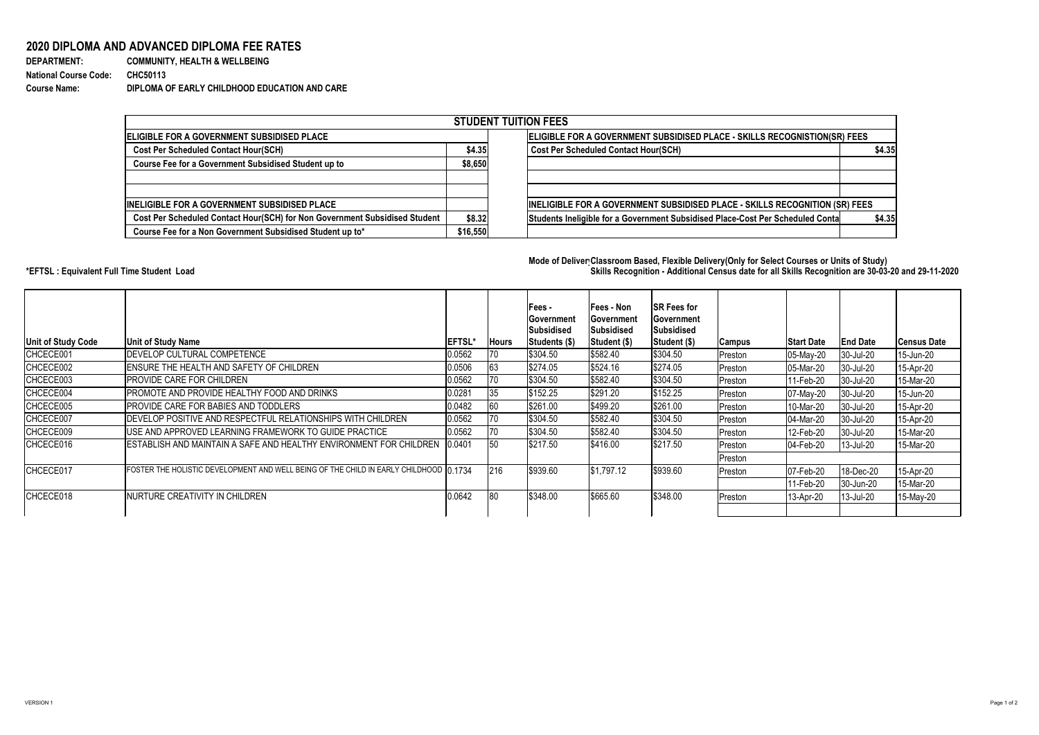# 2020 DIPLOMA AND ADVANCED DIPLOMA FEE RATES

**DEPARTMENT:** COMMUNITY, HEALTH & WELLBEING
**National Course Code:** CHC50113
**Course Name:** DIPLOMA OF EARLY CHILDHOOD EDUCATION AND CARE

| STUDENT TUITION FEES | | | |
|---|---|---|---|
| **ELIGIBLE FOR A GOVERNMENT SUBSIDISED PLACE** | | **ELIGIBLE FOR A GOVERNMENT SUBSIDISED PLACE - SKILLS RECOGNISTION(SR) FEES** | |
| Cost Per Scheduled Contact Hour(SCH) | $4.35 | Cost Per Scheduled Contact Hour(SCH) | $4.35 |
| Course Fee for a Government Subsidised Student up to | $8,650 | | |
| | | | |
| | | | |
| **INELIGIBLE FOR A GOVERNMENT SUBSIDISED PLACE** | | **INELIGIBLE FOR A GOVERNMENT SUBSIDISED PLACE - SKILLS RECOGNITION (SR) FEES** | |
| Cost Per Scheduled Contact Hour(SCH) for Non Government Subsidised Student | $8.32 | Students Ineligible for a Government Subsidised Place-Cost Per Scheduled Conta | $4.35 |
| Course Fee for a Non Government Subsidised Student up to* | $16,550 | | |

Mode of Delivery: Classroom Based, Flexible Delivery(Only for Select Courses or Units of Study)
Skills Recognition - Additional Census date for all Skills Recognition are 30-03-20 and 29-11-2020

*EFTSL : Equivalent Full Time Student Load

| Unit of Study Code | Unit of Study Name | EFTSL* | Hours | Fees - Government Subsidised Students ($) | Fees - Non Government Subsidised Student ($) | SR Fees for Government Subsidised Student ($) | Campus | Start Date | End Date | Census Date |
|---|---|---|---|---|---|---|---|---|---|---|
| CHCECE001 | DEVELOP CULTURAL COMPETENCE | 0.0562 | 70 | $304.50 | $582.40 | $304.50 | Preston | 05-May-20 | 30-Jul-20 | 15-Jun-20 |
| CHCECE002 | ENSURE THE HEALTH AND SAFETY OF CHILDREN | 0.0506 | 63 | $274.05 | $524.16 | $274.05 | Preston | 05-Mar-20 | 30-Jul-20 | 15-Apr-20 |
| CHCECE003 | PROVIDE CARE FOR CHILDREN | 0.0562 | 70 | $304.50 | $582.40 | $304.50 | Preston | 11-Feb-20 | 30-Jul-20 | 15-Mar-20 |
| CHCECE004 | PROMOTE AND PROVIDE HEALTHY FOOD AND DRINKS | 0.0281 | 35 | $152.25 | $291.20 | $152.25 | Preston | 07-May-20 | 30-Jul-20 | 15-Jun-20 |
| CHCECE005 | PROVIDE CARE FOR BABIES AND TODDLERS | 0.0482 | 60 | $261.00 | $499.20 | $261.00 | Preston | 10-Mar-20 | 30-Jul-20 | 15-Apr-20 |
| CHCECE007 | DEVELOP POSITIVE AND RESPECTFUL RELATIONSHIPS WITH CHILDREN | 0.0562 | 70 | $304.50 | $582.40 | $304.50 | Preston | 04-Mar-20 | 30-Jul-20 | 15-Apr-20 |
| CHCECE009 | USE AND APPROVED LEARNING FRAMEWORK TO GUIDE PRACTICE | 0.0562 | 70 | $304.50 | $582.40 | $304.50 | Preston | 12-Feb-20 | 30-Jul-20 | 15-Mar-20 |
| CHCECE016 | ESTABLISH AND MAINTAIN A SAFE AND HEALTHY ENVIRONMENT FOR CHILDREN | 0.0401 | 50 | $217.50 | $416.00 | $217.50 | Preston | 04-Feb-20 | 13-Jul-20 | 15-Mar-20 |
| | | | | | | | Preston | | | |
| CHCECE017 | FOSTER THE HOLISTIC DEVELOPMENT AND WELL BEING OF THE CHILD IN EARLY CHILDHOOD | 0.1734 | 216 | $939.60 | $1,797.12 | $939.60 | Preston | 07-Feb-20 | 18-Dec-20 | 15-Apr-20 |
| | | | | | | | | 11-Feb-20 | 30-Jun-20 | 15-Mar-20 |
| CHCECE018 | NURTURE CREATIVITY IN CHILDREN | 0.0642 | 80 | $348.00 | $665.60 | $348.00 | Preston | 13-Apr-20 | 13-Jul-20 | 15-May-20 |

VERSION 1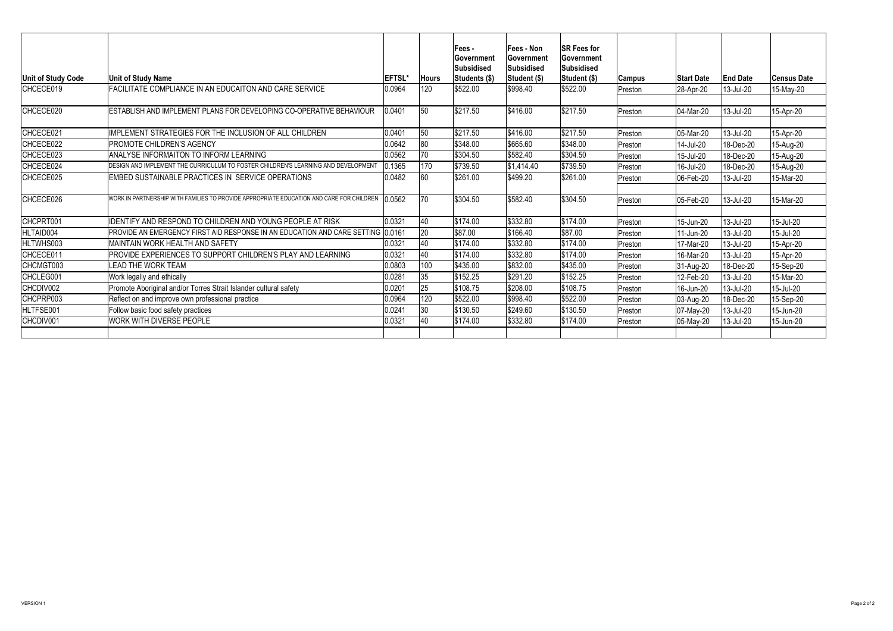| Unit of Study Code | Unit of Study Name | EFTSL* | Hours | Fees - Government Subsidised Students ($) | Fees - Non Government Subsidised Student ($) | SR Fees for Government Subsidised Student ($) | Campus | Start Date | End Date | Census Date |
|---|---|---|---|---|---|---|---|---|---|---|
| CHCECE019 | FACILITATE COMPLIANCE IN AN EDUCAITON AND CARE SERVICE | 0.0964 | 120 | $522.00 | $998.40 | $522.00 | Preston | 28-Apr-20 | 13-Jul-20 | 15-May-20 |
| CHCECE020 | ESTABLISH AND IMPLEMENT PLANS FOR DEVELOPING CO-OPERATIVE BEHAVIOUR | 0.0401 | 50 | $217.50 | $416.00 | $217.50 | Preston | 04-Mar-20 | 13-Jul-20 | 15-Apr-20 |
| CHCECE021 | IMPLEMENT STRATEGIES FOR THE INCLUSION OF ALL CHILDREN | 0.0401 | 50 | $217.50 | $416.00 | $217.50 | Preston | 05-Mar-20 | 13-Jul-20 | 15-Apr-20 |
| CHCECE022 | PROMOTE CHILDREN'S AGENCY | 0.0642 | 80 | $348.00 | $665.60 | $348.00 | Preston | 14-Jul-20 | 18-Dec-20 | 15-Aug-20 |
| CHCECE023 | ANALYSE INFORMAITON TO INFORM LEARNING | 0.0562 | 70 | $304.50 | $582.40 | $304.50 | Preston | 15-Jul-20 | 18-Dec-20 | 15-Aug-20 |
| CHCECE024 | DESIGN AND IMPLEMENT THE CURRICULUM TO FOSTER CHILDREN'S LEARNING AND DEVELOPMENT | 0.1365 | 170 | $739.50 | $1,414.40 | $739.50 | Preston | 16-Jul-20 | 18-Dec-20 | 15-Aug-20 |
| CHCECE025 | EMBED SUSTAINABLE PRACTICES IN SERVICE OPERATIONS | 0.0482 | 60 | $261.00 | $499.20 | $261.00 | Preston | 06-Feb-20 | 13-Jul-20 | 15-Mar-20 |
| CHCECE026 | WORK IN PARTNERSHIP WITH FAMILIES TO PROVIDE APPROPRIATE EDUCATION AND CARE FOR CHILDREN | 0.0562 | 70 | $304.50 | $582.40 | $304.50 | Preston | 05-Feb-20 | 13-Jul-20 | 15-Mar-20 |
| CHCPRT001 | IDENTIFY AND RESPOND TO CHILDREN AND YOUNG PEOPLE AT RISK | 0.0321 | 40 | $174.00 | $332.80 | $174.00 | Preston | 15-Jun-20 | 13-Jul-20 | 15-Jul-20 |
| HLTAID004 | PROVIDE AN EMERGENCY FIRST AID RESPONSE IN AN EDUCATION AND CARE SETTING | 0.0161 | 20 | $87.00 | $166.40 | $87.00 | Preston | 11-Jun-20 | 13-Jul-20 | 15-Jul-20 |
| HLTWHS003 | MAINTAIN WORK HEALTH AND SAFETY | 0.0321 | 40 | $174.00 | $332.80 | $174.00 | Preston | 17-Mar-20 | 13-Jul-20 | 15-Apr-20 |
| CHCECE011 | PROVIDE EXPERIENCES TO SUPPORT CHILDREN'S PLAY AND LEARNING | 0.0321 | 40 | $174.00 | $332.80 | $174.00 | Preston | 16-Mar-20 | 13-Jul-20 | 15-Apr-20 |
| CHCMGT003 | LEAD THE WORK TEAM | 0.0803 | 100 | $435.00 | $832.00 | $435.00 | Preston | 31-Aug-20 | 18-Dec-20 | 15-Sep-20 |
| CHCLEG001 | Work legally and ethically | 0.0281 | 35 | $152.25 | $291.20 | $152.25 | Preston | 12-Feb-20 | 13-Jul-20 | 15-Mar-20 |
| CHCDIV002 | Promote Aboriginal and/or Torres Strait Islander cultural safety | 0.0201 | 25 | $108.75 | $208.00 | $108.75 | Preston | 16-Jun-20 | 13-Jul-20 | 15-Jul-20 |
| CHCPRP003 | Reflect on and improve own professional practice | 0.0964 | 120 | $522.00 | $998.40 | $522.00 | Preston | 03-Aug-20 | 18-Dec-20 | 15-Sep-20 |
| HLTFSE001 | Follow basic food safety practices | 0.0241 | 30 | $130.50 | $249.60 | $130.50 | Preston | 07-May-20 | 13-Jul-20 | 15-Jun-20 |
| CHCDIV001 | WORK WITH DIVERSE PEOPLE | 0.0321 | 40 | $174.00 | $332.80 | $174.00 | Preston | 05-May-20 | 13-Jul-20 | 15-Jun-20 |

VERSION 1